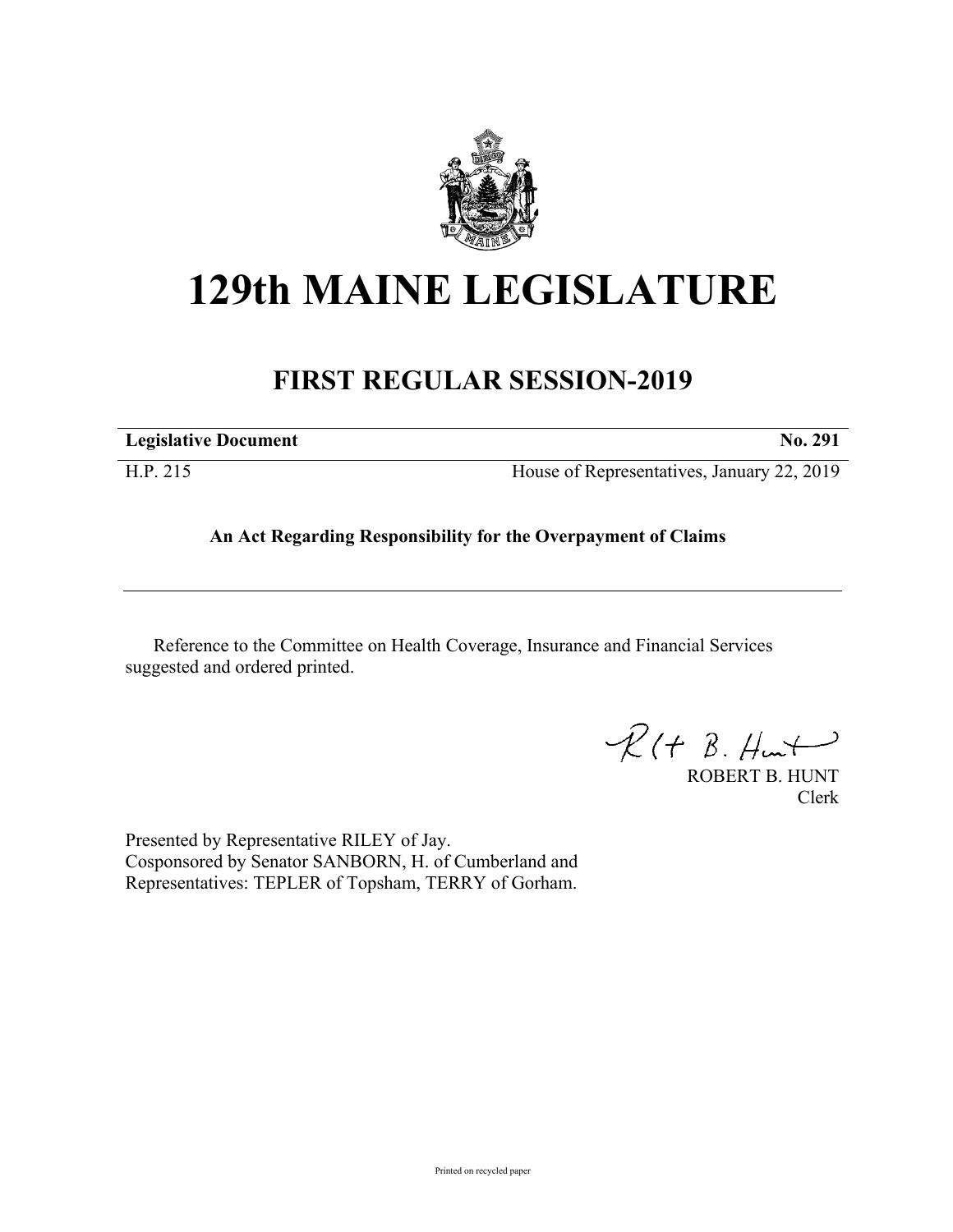# 129th MAINE LEGISLATURE

## FIRST REGULAR SESSION-2019

| **Legislative Document** | **No. 291** |
|---|---|
| H.P. 215 | House of Representatives, January 22, 2019 |

**An Act Regarding Responsibility for the Overpayment of Claims**

---

Reference to the Committee on Health Coverage, Insurance and Financial Services suggested and ordered printed.

ROBERT B. HUNT
Clerk

Presented by Representative RILEY of Jay.
Cosponsored by Senator SANBORN, H. of Cumberland and Representatives: TEPLER of Topsham, TERRY of Gorham.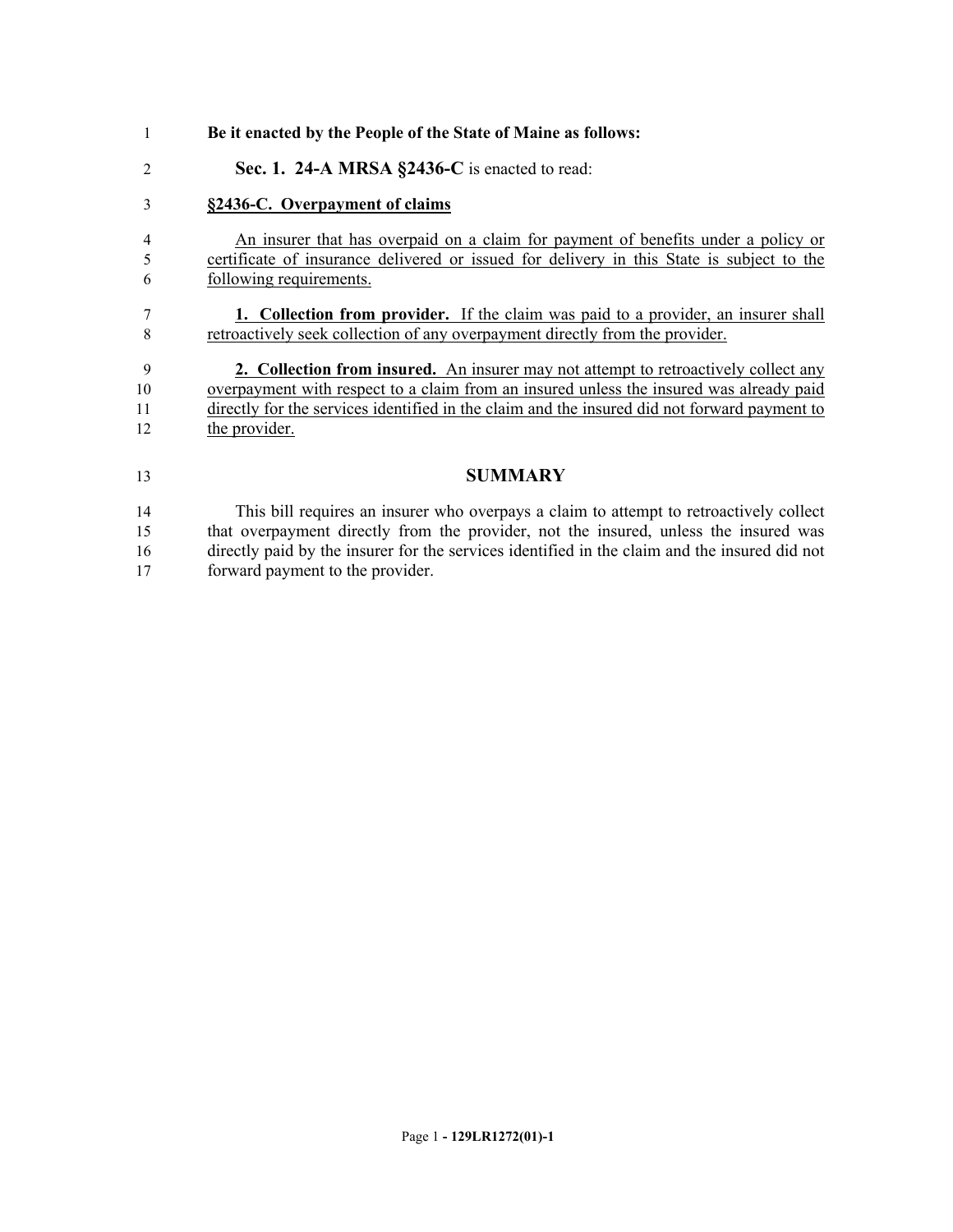**Be it enacted by the People of the State of Maine as follows:**

**Sec. 1. 24-A MRSA §2436-C** is enacted to read:

**§2436-C. Overpayment of claims**

An insurer that has overpaid on a claim for payment of benefits under a policy or certificate of insurance delivered or issued for delivery in this State is subject to the following requirements.

**1. Collection from provider.** If the claim was paid to a provider, an insurer shall retroactively seek collection of any overpayment directly from the provider.

**2. Collection from insured.** An insurer may not attempt to retroactively collect any overpayment with respect to a claim from an insured unless the insured was already paid directly for the services identified in the claim and the insured did not forward payment to the provider.

## SUMMARY

This bill requires an insurer who overpays a claim to attempt to retroactively collect that overpayment directly from the provider, not the insured, unless the insured was directly paid by the insurer for the services identified in the claim and the insured did not forward payment to the provider.